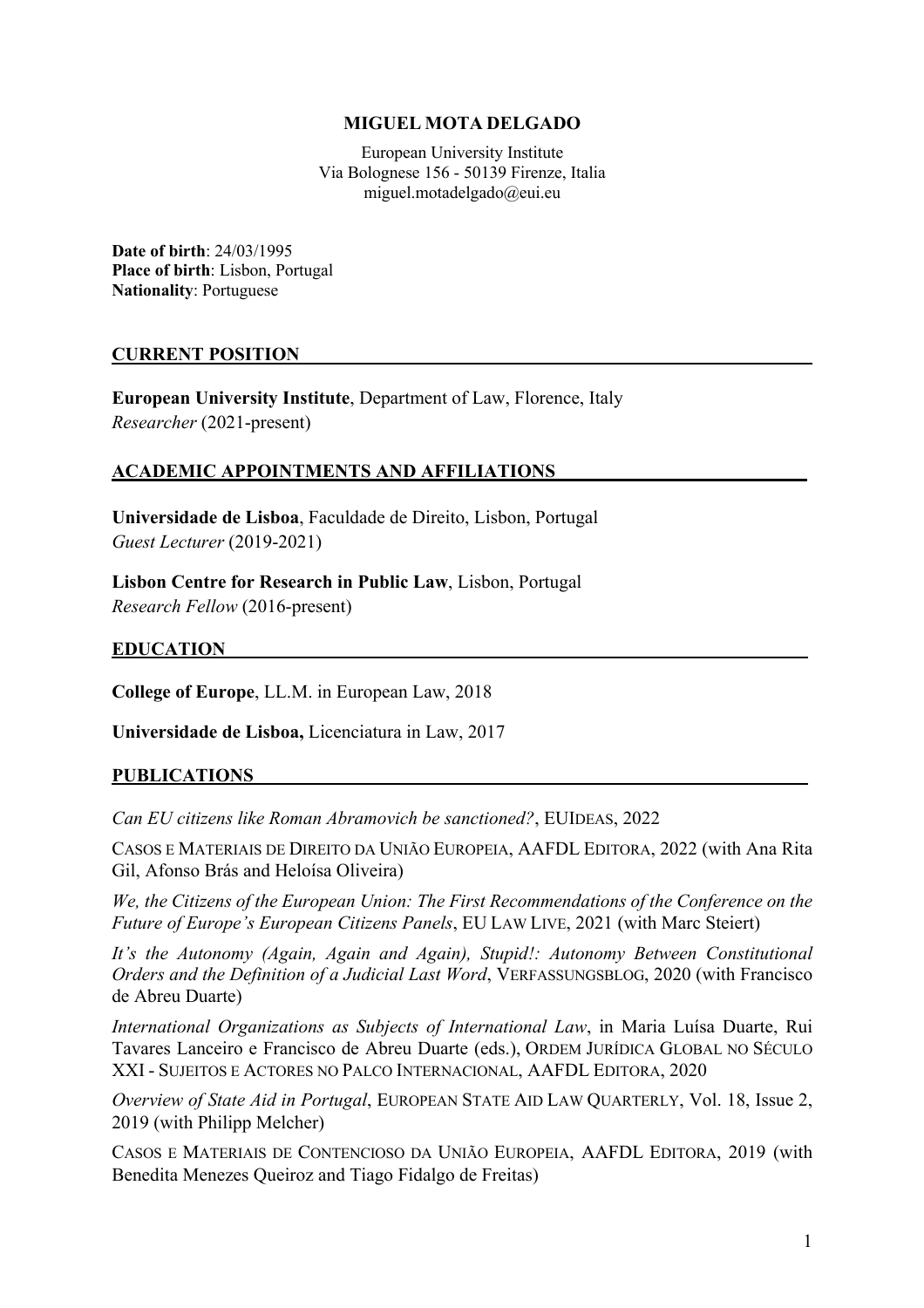# MIGUEL MOTA DELGADO

European University Institute
Via Bolognese 156 - 50139 Firenze, Italia
miguel.motadelgado@eui.eu

**Date of birth**: 24/03/1995
**Place of birth**: Lisbon, Portugal
**Nationality**: Portuguese

## CURRENT POSITION

**European University Institute**, Department of Law, Florence, Italy
*Researcher* (2021-present)

## ACADEMIC APPOINTMENTS AND AFFILIATIONS

**Universidade de Lisboa**, Faculdade de Direito, Lisbon, Portugal
*Guest Lecturer* (2019-2021)

**Lisbon Centre for Research in Public Law**, Lisbon, Portugal
*Research Fellow* (2016-present)

## EDUCATION

**College of Europe**, LL.M. in European Law, 2018

**Universidade de Lisboa,** Licenciatura in Law, 2017

## PUBLICATIONS

*Can EU citizens like Roman Abramovich be sanctioned?*, EUIDEAS, 2022

CASOS E MATERIAIS DE DIREITO DA UNIÃO EUROPEIA, AAFDL EDITORA, 2022 (with Ana Rita Gil, Afonso Brás and Heloísa Oliveira)

*We, the Citizens of the European Union: The First Recommendations of the Conference on the Future of Europe's European Citizens Panels*, EU LAW LIVE, 2021 (with Marc Steiert)

*It's the Autonomy (Again, Again and Again), Stupid!: Autonomy Between Constitutional Orders and the Definition of a Judicial Last Word*, VERFASSUNGSBLOG, 2020 (with Francisco de Abreu Duarte)

*International Organizations as Subjects of International Law*, in Maria Luísa Duarte, Rui Tavares Lanceiro e Francisco de Abreu Duarte (eds.), ORDEM JURÍDICA GLOBAL NO SÉCULO XXI - SUJEITOS E ACTORES NO PALCO INTERNACIONAL, AAFDL EDITORA, 2020

*Overview of State Aid in Portugal*, EUROPEAN STATE AID LAW QUARTERLY, Vol. 18, Issue 2, 2019 (with Philipp Melcher)

CASOS E MATERIAIS DE CONTENCIOSO DA UNIÃO EUROPEIA, AAFDL EDITORA, 2019 (with Benedita Menezes Queiroz and Tiago Fidalgo de Freitas)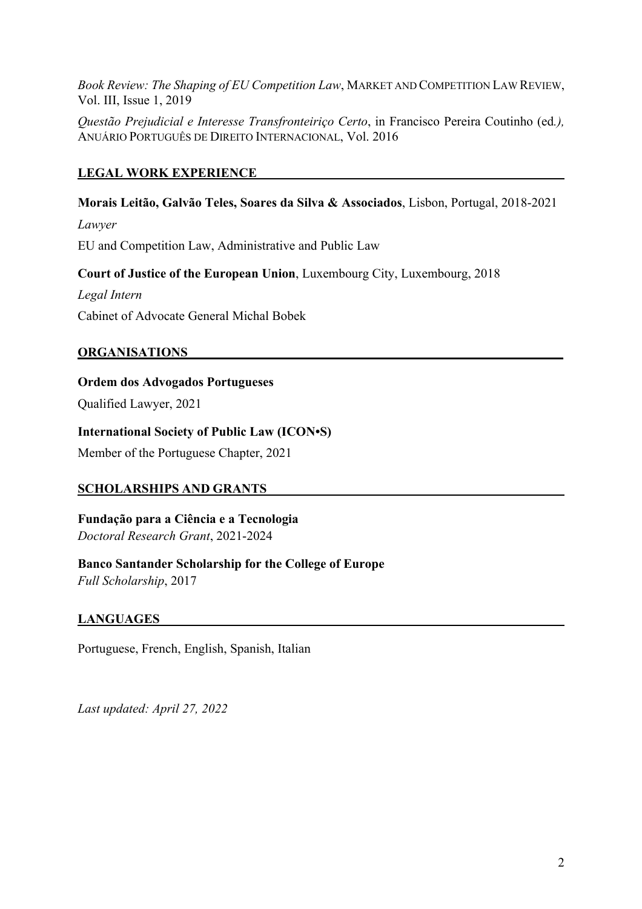*Book Review: The Shaping of EU Competition Law*, MARKET AND COMPETITION LAW REVIEW, Vol. III, Issue 1, 2019

*Questão Prejudicial e Interesse Transfronteiriço Certo*, in Francisco Pereira Coutinho (ed*.),* ANUÁRIO PORTUGUÊS DE DIREITO INTERNACIONAL, Vol. 2016

## LEGAL WORK EXPERIENCE

**Morais Leitão, Galvão Teles, Soares da Silva & Associados**, Lisbon, Portugal, 2018-2021

*Lawyer*

EU and Competition Law, Administrative and Public Law

**Court of Justice of the European Union**, Luxembourg City, Luxembourg, 2018

*Legal Intern*

Cabinet of Advocate General Michal Bobek

## ORGANISATIONS

**Ordem dos Advogados Portugueses**

Qualified Lawyer, 2021

**International Society of Public Law (ICON•S)**

Member of the Portuguese Chapter, 2021

## SCHOLARSHIPS AND GRANTS

**Fundação para a Ciência e a Tecnologia**
*Doctoral Research Grant*, 2021-2024

**Banco Santander Scholarship for the College of Europe**
*Full Scholarship*, 2017

## LANGUAGES

Portuguese, French, English, Spanish, Italian

*Last updated: April 27, 2022*